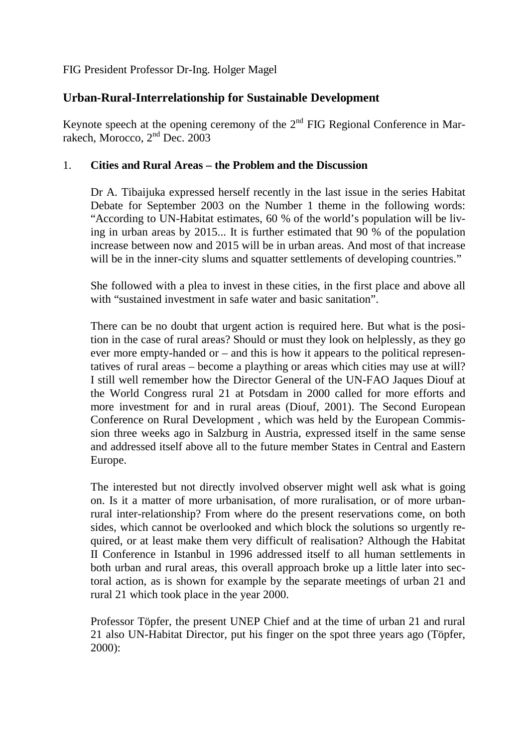FIG President Professor Dr-Ing. Holger Magel

## Urban-Rural-Interrelationship for Sustainable Development

Keynote speech at the opening ceremony of the 2nd FIG Regional Conference in Marrakech, Morocco, 2nd Dec. 2003

### 1. Cities and Rural Areas – the Problem and the Discussion

Dr A. Tibaijuka expressed herself recently in the last issue in the series Habitat Debate for September 2003 on the Number 1 theme in the following words: "According to UN-Habitat estimates, 60 % of the world's population will be living in urban areas by 2015... It is further estimated that 90 % of the population increase between now and 2015 will be in urban areas. And most of that increase will be in the inner-city slums and squatter settlements of developing countries."

She followed with a plea to invest in these cities, in the first place and above all with "sustained investment in safe water and basic sanitation".

There can be no doubt that urgent action is required here. But what is the position in the case of rural areas? Should or must they look on helplessly, as they go ever more empty-handed or – and this is how it appears to the political representatives of rural areas – become a plaything or areas which cities may use at will? I still well remember how the Director General of the UN-FAO Jaques Diouf at the World Congress rural 21 at Potsdam in 2000 called for more efforts and more investment for and in rural areas (Diouf, 2001). The Second European Conference on Rural Development , which was held by the European Commission three weeks ago in Salzburg in Austria, expressed itself in the same sense and addressed itself above all to the future member States in Central and Eastern Europe.

The interested but not directly involved observer might well ask what is going on. Is it a matter of more urbanisation, of more ruralisation, or of more urban-rural inter-relationship? From where do the present reservations come, on both sides, which cannot be overlooked and which block the solutions so urgently required, or at least make them very difficult of realisation? Although the Habitat II Conference in Istanbul in 1996 addressed itself to all human settlements in both urban and rural areas, this overall approach broke up a little later into sectoral action, as is shown for example by the separate meetings of urban 21 and rural 21 which took place in the year 2000.

Professor Töpfer, the present UNEP Chief and at the time of urban 21 and rural 21 also UN-Habitat Director, put his finger on the spot three years ago (Töpfer, 2000):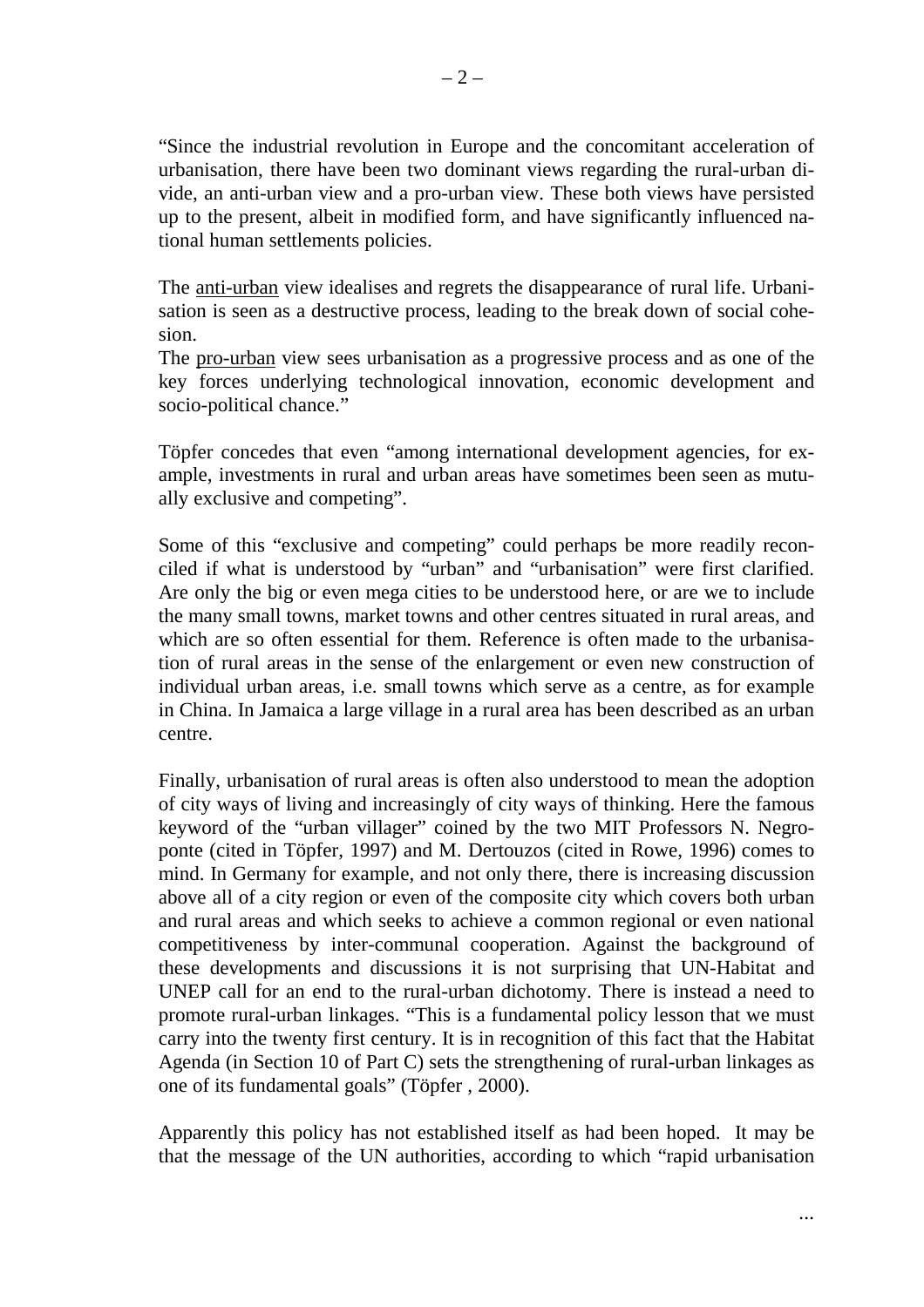"Since the industrial revolution in Europe and the concomitant acceleration of urbanisation, there have been two dominant views regarding the rural-urban divide, an anti-urban view and a pro-urban view. These both views have persisted up to the present, albeit in modified form, and have significantly influenced national human settlements policies.

The <u>anti-urban</u> view idealises and regrets the disappearance of rural life. Urbanisation is seen as a destructive process, leading to the break down of social cohesion.
The <u>pro-urban</u> view sees urbanisation as a progressive process and as one of the key forces underlying technological innovation, economic development and socio-political chance."

Töpfer concedes that even "among international development agencies, for example, investments in rural and urban areas have sometimes been seen as mutually exclusive and competing".

Some of this "exclusive and competing" could perhaps be more readily reconciled if what is understood by "urban" and "urbanisation" were first clarified. Are only the big or even mega cities to be understood here, or are we to include the many small towns, market towns and other centres situated in rural areas, and which are so often essential for them. Reference is often made to the urbanisation of rural areas in the sense of the enlargement or even new construction of individual urban areas, i.e. small towns which serve as a centre, as for example in China. In Jamaica a large village in a rural area has been described as an urban centre.

Finally, urbanisation of rural areas is often also understood to mean the adoption of city ways of living and increasingly of city ways of thinking. Here the famous keyword of the "urban villager" coined by the two MIT Professors N. Negroponte (cited in Töpfer, 1997) and M. Dertouzos (cited in Rowe, 1996) comes to mind. In Germany for example, and not only there, there is increasing discussion above all of a city region or even of the composite city which covers both urban and rural areas and which seeks to achieve a common regional or even national competitiveness by inter-communal cooperation. Against the background of these developments and discussions it is not surprising that UN-Habitat and UNEP call for an end to the rural-urban dichotomy. There is instead a need to promote rural-urban linkages. "This is a fundamental policy lesson that we must carry into the twenty first century. It is in recognition of this fact that the Habitat Agenda (in Section 10 of Part C) sets the strengthening of rural-urban linkages as one of its fundamental goals" (Töpfer , 2000).

Apparently this policy has not established itself as had been hoped. It may be that the message of the UN authorities, according to which "rapid urbanisation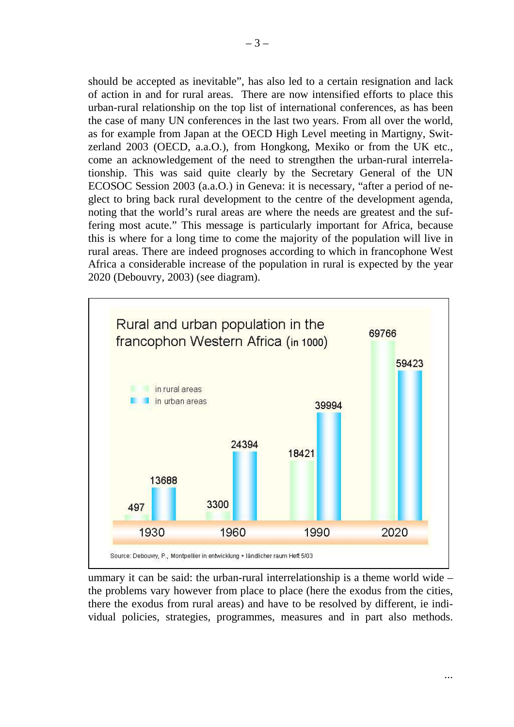should be accepted as inevitable", has also led to a certain resignation and lack of action in and for rural areas. There are now intensified efforts to place this urban-rural relationship on the top list of international conferences, as has been the case of many UN conferences in the last two years. From all over the world, as for example from Japan at the OECD High Level meeting in Martigny, Switzerland 2003 (OECD, a.a.O.), from Hongkong, Mexiko or from the UK etc., come an acknowledgement of the need to strengthen the urban-rural interrelationship. This was said quite clearly by the Secretary General of the UN ECOSOC Session 2003 (a.a.O.) in Geneva: it is necessary, "after a period of neglect to bring back rural development to the centre of the development agenda, noting that the world's rural areas are where the needs are greatest and the suffering most acute." This message is particularly important for Africa, because this is where for a long time to come the majority of the population will live in rural areas. There are indeed prognoses according to which in francophone West Africa a considerable increase of the population in rural is expected by the year 2020 (Debouvry, 2003) (see diagram).

**Rural and urban population in the francophon Western Africa (in 1000)**

| Year | in rural areas | in urban areas |
|---|---|---|
| 1930 | 497 | 13688 |
| 1960 | 3300 | 24394 |
| 1990 | 18421 | 39994 |
| 2020 | 69766 | 59423 |

Source: Debouvry, P., Montpellier in entwicklung + ländlicher raum Heft 5/03

ummary it can be said: the urban-rural interrelationship is a theme world wide – the problems vary however from place to place (here the exodus from the cities, there the exodus from rural areas) and have to be resolved by different, ie individual policies, strategies, programmes, measures and in part also methods.

...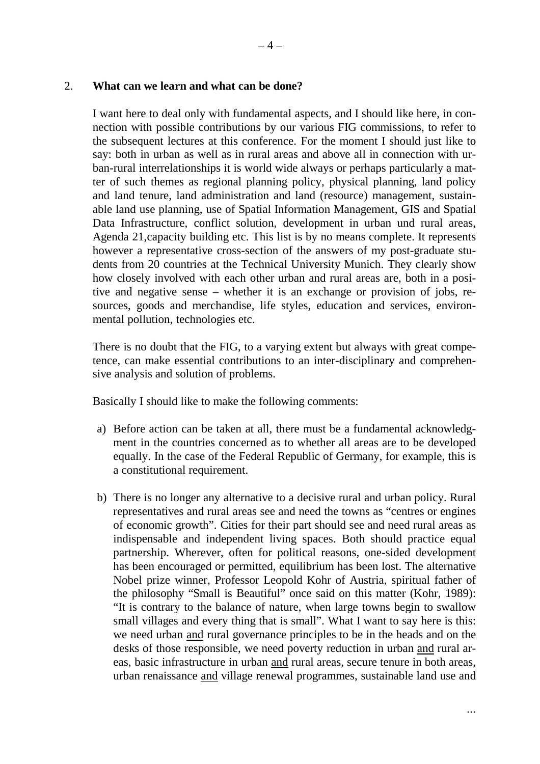## 2. What can we learn and what can be done?

I want here to deal only with fundamental aspects, and I should like here, in connection with possible contributions by our various FIG commissions, to refer to the subsequent lectures at this conference. For the moment I should just like to say: both in urban as well as in rural areas and above all in connection with urban-rural interrelationships it is world wide always or perhaps particularly a matter of such themes as regional planning policy, physical planning, land policy and land tenure, land administration and land (resource) management, sustainable land use planning, use of Spatial Information Management, GIS and Spatial Data Infrastructure, conflict solution, development in urban und rural areas, Agenda 21,capacity building etc. This list is by no means complete. It represents however a representative cross-section of the answers of my post-graduate students from 20 countries at the Technical University Munich. They clearly show how closely involved with each other urban and rural areas are, both in a positive and negative sense – whether it is an exchange or provision of jobs, resources, goods and merchandise, life styles, education and services, environmental pollution, technologies etc.

There is no doubt that the FIG, to a varying extent but always with great competence, can make essential contributions to an inter-disciplinary and comprehensive analysis and solution of problems.

Basically I should like to make the following comments:

a) Before action can be taken at all, there must be a fundamental acknowledgment in the countries concerned as to whether all areas are to be developed equally. In the case of the Federal Republic of Germany, for example, this is a constitutional requirement.

b) There is no longer any alternative to a decisive rural and urban policy. Rural representatives and rural areas see and need the towns as "centres or engines of economic growth". Cities for their part should see and need rural areas as indispensable and independent living spaces. Both should practice equal partnership. Wherever, often for political reasons, one-sided development has been encouraged or permitted, equilibrium has been lost. The alternative Nobel prize winner, Professor Leopold Kohr of Austria, spiritual father of the philosophy "Small is Beautiful" once said on this matter (Kohr, 1989): "It is contrary to the balance of nature, when large towns begin to swallow small villages and every thing that is small". What I want to say here is this: we need urban <u>and</u> rural governance principles to be in the heads and on the desks of those responsible, we need poverty reduction in urban <u>and</u> rural areas, basic infrastructure in urban <u>and</u> rural areas, secure tenure in both areas, urban renaissance <u>and</u> village renewal programmes, sustainable land use and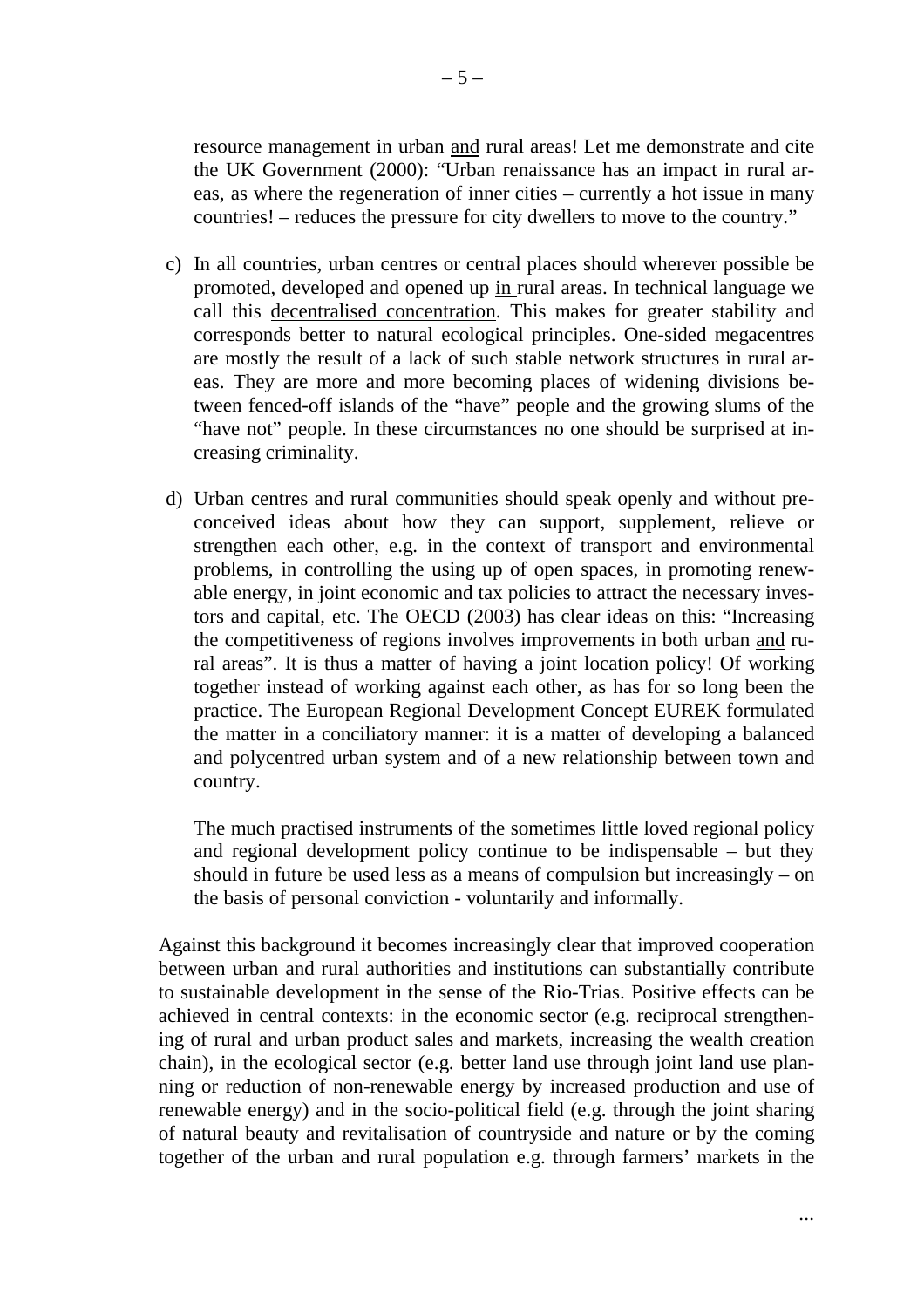resource management in urban <u>and</u> rural areas! Let me demonstrate and cite the UK Government (2000): "Urban renaissance has an impact in rural areas, as where the regeneration of inner cities – currently a hot issue in many countries! – reduces the pressure for city dwellers to move to the country."

c) In all countries, urban centres or central places should wherever possible be promoted, developed and opened up <u>in</u> rural areas. In technical language we call this <u>decentralised concentration</u>. This makes for greater stability and corresponds better to natural ecological principles. One-sided megacentres are mostly the result of a lack of such stable network structures in rural areas. They are more and more becoming places of widening divisions between fenced-off islands of the "have" people and the growing slums of the "have not" people. In these circumstances no one should be surprised at increasing criminality.

d) Urban centres and rural communities should speak openly and without preconceived ideas about how they can support, supplement, relieve or strengthen each other, e.g. in the context of transport and environmental problems, in controlling the using up of open spaces, in promoting renewable energy, in joint economic and tax policies to attract the necessary investors and capital, etc. The OECD (2003) has clear ideas on this: "Increasing the competitiveness of regions involves improvements in both urban <u>and</u> rural areas". It is thus a matter of having a joint location policy! Of working together instead of working against each other, as has for so long been the practice. The European Regional Development Concept EUREK formulated the matter in a conciliatory manner: it is a matter of developing a balanced and polycentred urban system and of a new relationship between town and country.

   The much practised instruments of the sometimes little loved regional policy and regional development policy continue to be indispensable – but they should in future be used less as a means of compulsion but increasingly – on the basis of personal conviction - voluntarily and informally.

Against this background it becomes increasingly clear that improved cooperation between urban and rural authorities and institutions can substantially contribute to sustainable development in the sense of the Rio-Trias. Positive effects can be achieved in central contexts: in the economic sector (e.g. reciprocal strengthening of rural and urban product sales and markets, increasing the wealth creation chain), in the ecological sector (e.g. better land use through joint land use planning or reduction of non-renewable energy by increased production and use of renewable energy) and in the socio-political field (e.g. through the joint sharing of natural beauty and revitalisation of countryside and nature or by the coming together of the urban and rural population e.g. through farmers' markets in the

...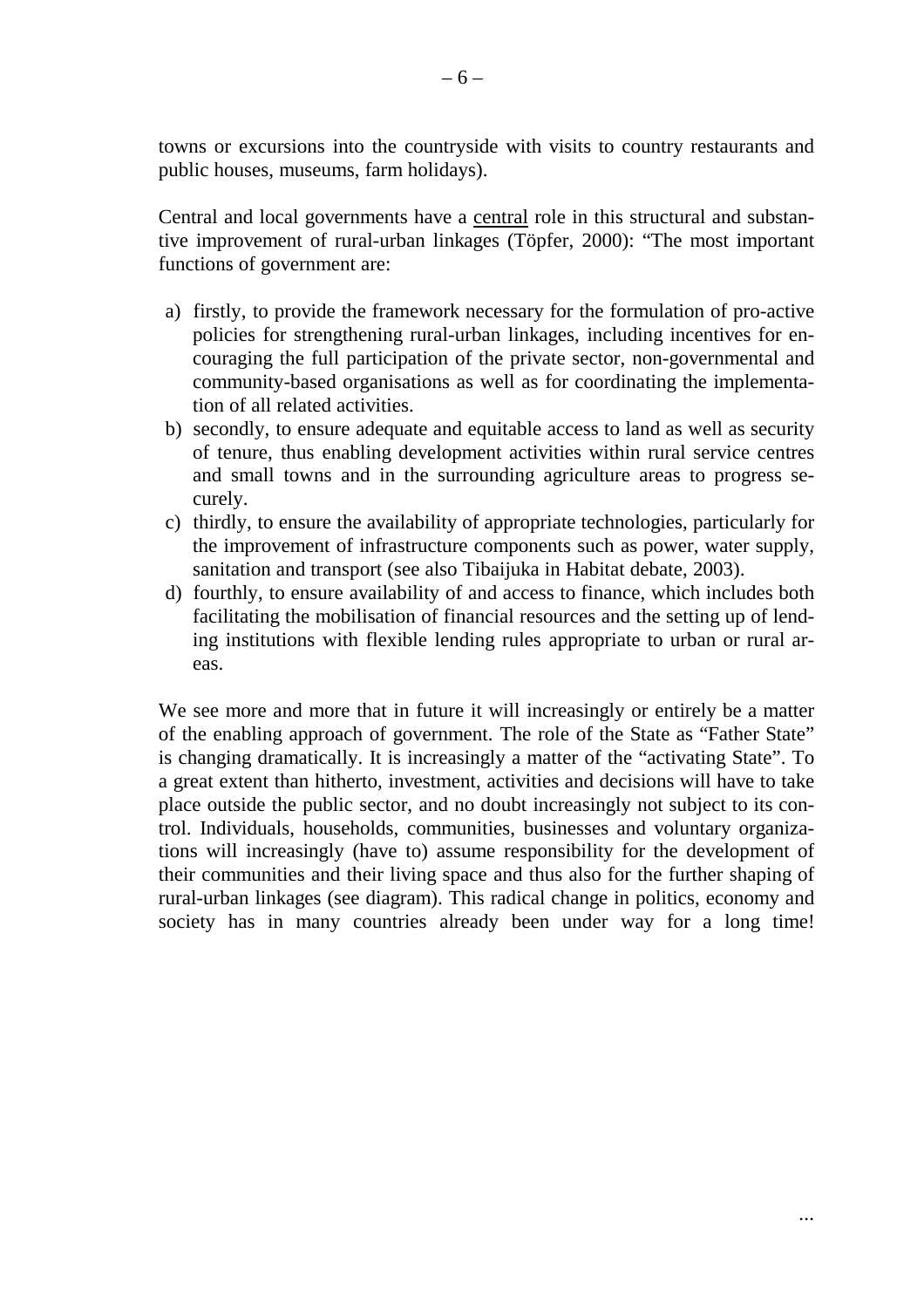towns or excursions into the countryside with visits to country restaurants and public houses, museums, farm holidays).

Central and local governments have a <u>central</u> role in this structural and substantive improvement of rural-urban linkages (Töpfer, 2000): "The most important functions of government are:

a) firstly, to provide the framework necessary for the formulation of pro-active policies for strengthening rural-urban linkages, including incentives for encouraging the full participation of the private sector, non-governmental and community-based organisations as well as for coordinating the implementation of all related activities.
b) secondly, to ensure adequate and equitable access to land as well as security of tenure, thus enabling development activities within rural service centres and small towns and in the surrounding agriculture areas to progress securely.
c) thirdly, to ensure the availability of appropriate technologies, particularly for the improvement of infrastructure components such as power, water supply, sanitation and transport (see also Tibaijuka in Habitat debate, 2003).
d) fourthly, to ensure availability of and access to finance, which includes both facilitating the mobilisation of financial resources and the setting up of lending institutions with flexible lending rules appropriate to urban or rural areas.

We see more and more that in future it will increasingly or entirely be a matter of the enabling approach of government. The role of the State as "Father State" is changing dramatically. It is increasingly a matter of the "activating State". To a great extent than hitherto, investment, activities and decisions will have to take place outside the public sector, and no doubt increasingly not subject to its control. Individuals, households, communities, businesses and voluntary organizations will increasingly (have to) assume responsibility for the development of their communities and their living space and thus also for the further shaping of rural-urban linkages (see diagram). This radical change in politics, economy and society has in many countries already been under way for a long time!

...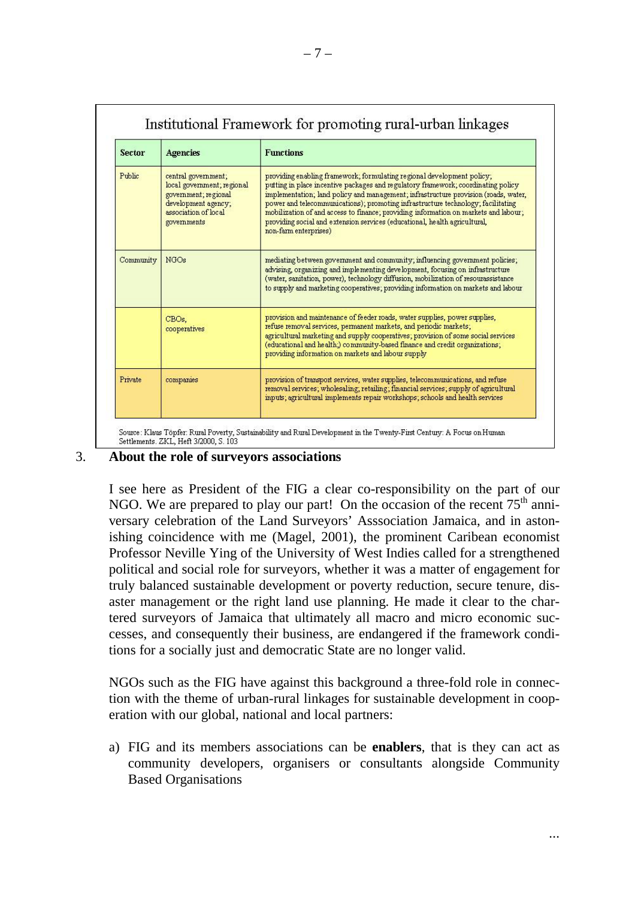**Institutional Framework for promoting rural-urban linkages**

| Sector | Agencies | Functions |
|---|---|---|
| Public | central government; local government; regional government; regional development agency; association of local governments | providing enabling framework; formulating regional development policy; putting in place incentive packages and regulatory framework; coordinating policy implementation; land policy and management; infrastructure provision (roads, water, power and telecommunications); promoting infrastructure technology; facilitating mobilization of and access to finance; providing information on markets and labour; providing social and extension services (educational, health agricultural, non-farm enterprises) |
| Community | NGOs | mediating between government and community; influencing government policies; advising, organizing and implementing development, focusing on infrastructure (water, sanitation, power), technology diffusion, mobilization of resourassistance to supply and marketing cooperatives; providing information on markets and labour |
| | CBOs, cooperatives | provision and maintenance of feeder roads, water supplies, power supplies, refuse removal services, permanent markets, and periodic markets; agricultural marketing and supply cooperatives; provision of some social services (educational and health,) community-based finance and credit organizations; providing information on markets and labour supply |
| Private | companies | provision of transport services, water supplies, telecommunications, and refuse removal services; wholesaling; retailing; financial services; supply of agricultural inputs; agricultural implements repair workshops; schools and health services |

Source: Klaus Töpfer: Rural Poverty, Sustainability and Rural Development in the Twenty-First Century: A Focus on Human Settlements. ZKL, Heft 3/2000, S. 103

## 3. About the role of surveyors associations

I see here as President of the FIG a clear co-responsibility on the part of our NGO. We are prepared to play our part! On the occasion of the recent 75[th] anniversary celebration of the Land Surveyors' Asssociation Jamaica, and in astonishing coincidence with me (Magel, 2001), the prominent Caribean economist Professor Neville Ying of the University of West Indies called for a strengthened political and social role for surveyors, whether it was a matter of engagement for truly balanced sustainable development or poverty reduction, secure tenure, disaster management or the right land use planning. He made it clear to the chartered surveyors of Jamaica that ultimately all macro and micro economic successes, and consequently their business, are endangered if the framework conditions for a socially just and democratic State are no longer valid.

NGOs such as the FIG have against this background a three-fold role in connection with the theme of urban-rural linkages for sustainable development in cooperation with our global, national and local partners:

a) FIG and its members associations can be **enablers**, that is they can act as community developers, organisers or consultants alongside Community Based Organisations

...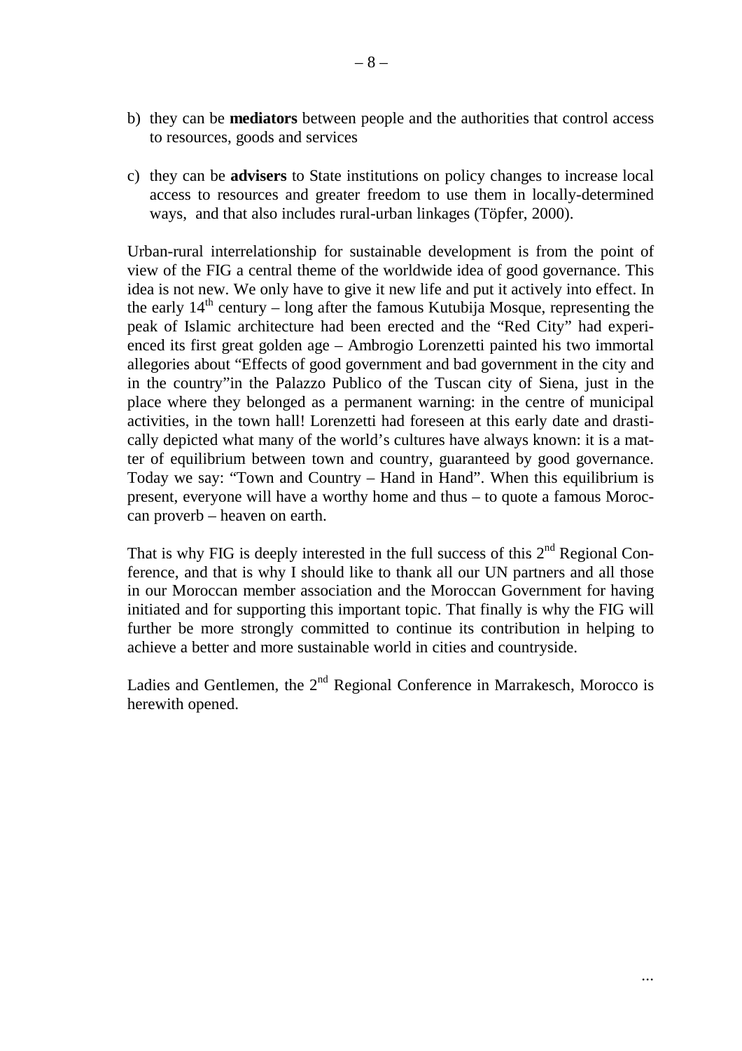b) they can be **mediators** between people and the authorities that control access to resources, goods and services

c) they can be **advisers** to State institutions on policy changes to increase local access to resources and greater freedom to use them in locally-determined ways, and that also includes rural-urban linkages (Töpfer, 2000).

Urban-rural interrelationship for sustainable development is from the point of view of the FIG a central theme of the worldwide idea of good governance. This idea is not new. We only have to give it new life and put it actively into effect. In the early 14th century – long after the famous Kutubija Mosque, representing the peak of Islamic architecture had been erected and the "Red City" had experienced its first great golden age – Ambrogio Lorenzetti painted his two immortal allegories about "Effects of good government and bad government in the city and in the country"in the Palazzo Publico of the Tuscan city of Siena, just in the place where they belonged as a permanent warning: in the centre of municipal activities, in the town hall! Lorenzetti had foreseen at this early date and drastically depicted what many of the world's cultures have always known: it is a matter of equilibrium between town and country, guaranteed by good governance. Today we say: "Town and Country – Hand in Hand". When this equilibrium is present, everyone will have a worthy home and thus – to quote a famous Moroccan proverb – heaven on earth.

That is why FIG is deeply interested in the full success of this 2nd Regional Conference, and that is why I should like to thank all our UN partners and all those in our Moroccan member association and the Moroccan Government for having initiated and for supporting this important topic. That finally is why the FIG will further be more strongly committed to continue its contribution in helping to achieve a better and more sustainable world in cities and countryside.

Ladies and Gentlemen, the 2nd Regional Conference in Marrakesch, Morocco is herewith opened.

...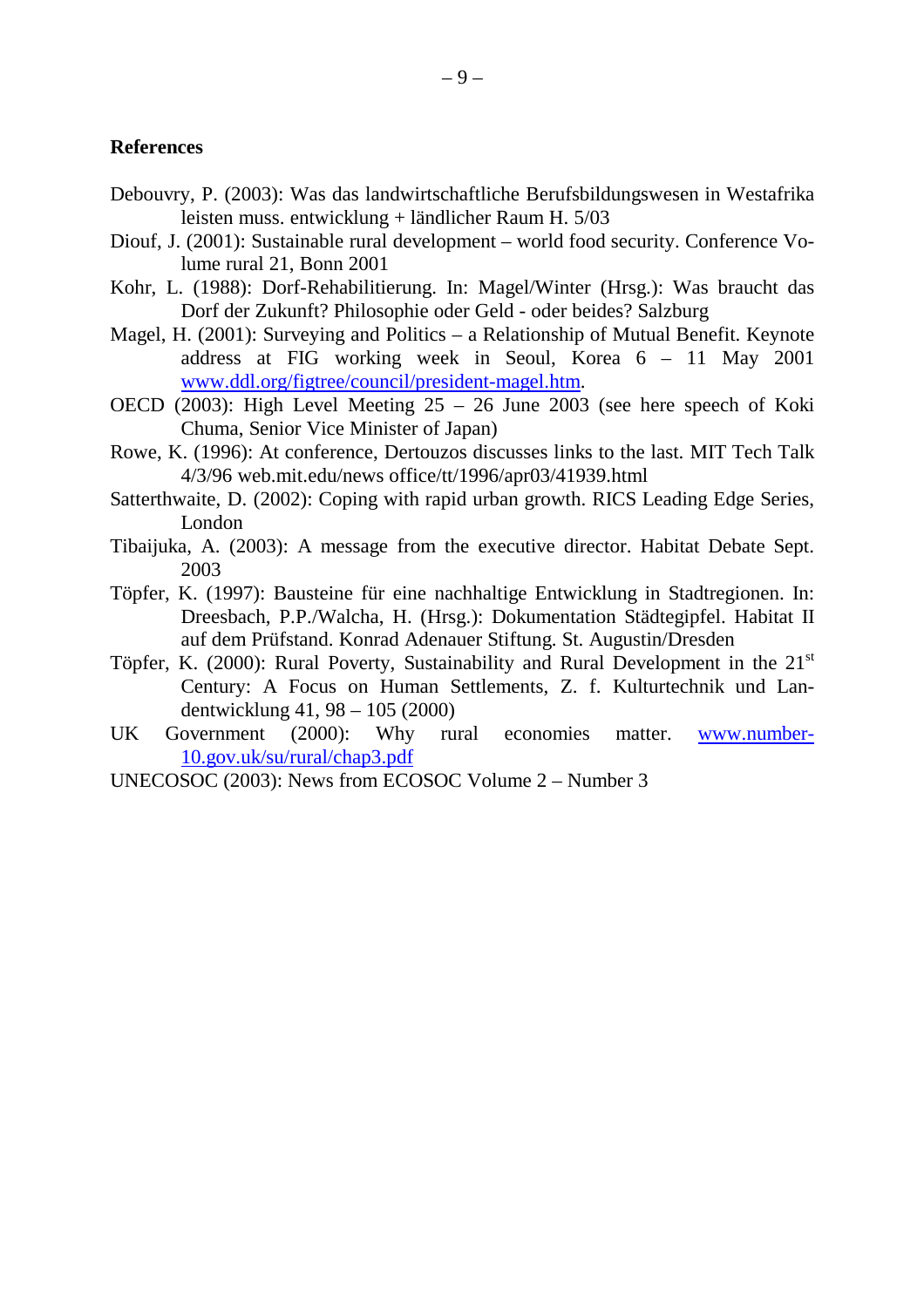## References

Debouvry, P. (2003): Was das landwirtschaftliche Berufsbildungswesen in Westafrika leisten muss. entwicklung + ländlicher Raum H. 5/03

Diouf, J. (2001): Sustainable rural development – world food security. Conference Volume rural 21, Bonn 2001

Kohr, L. (1988): Dorf-Rehabilitierung. In: Magel/Winter (Hrsg.): Was braucht das Dorf der Zukunft? Philosophie oder Geld - oder beides? Salzburg

Magel, H. (2001): Surveying and Politics – a Relationship of Mutual Benefit. Keynote address at FIG working week in Seoul, Korea 6 – 11 May 2001 www.ddl.org/figtree/council/president-magel.htm.

OECD (2003): High Level Meeting 25 – 26 June 2003 (see here speech of Koki Chuma, Senior Vice Minister of Japan)

Rowe, K. (1996): At conference, Dertouzos discusses links to the last. MIT Tech Talk 4/3/96 web.mit.edu/news office/tt/1996/apr03/41939.html

Satterthwaite, D. (2002): Coping with rapid urban growth. RICS Leading Edge Series, London

Tibaijuka, A. (2003): A message from the executive director. Habitat Debate Sept. 2003

Töpfer, K. (1997): Bausteine für eine nachhaltige Entwicklung in Stadtregionen. In: Dreesbach, P.P./Walcha, H. (Hrsg.): Dokumentation Städtegipfel. Habitat II auf dem Prüfstand. Konrad Adenauer Stiftung. St. Augustin/Dresden

Töpfer, K. (2000): Rural Poverty, Sustainability and Rural Development in the 21st Century: A Focus on Human Settlements, Z. f. Kulturtechnik und Landentwicklung 41, 98 – 105 (2000)

UK Government (2000): Why rural economies matter. www.number-10.gov.uk/su/rural/chap3.pdf

UNECOSOC (2003): News from ECOSOC Volume 2 – Number 3